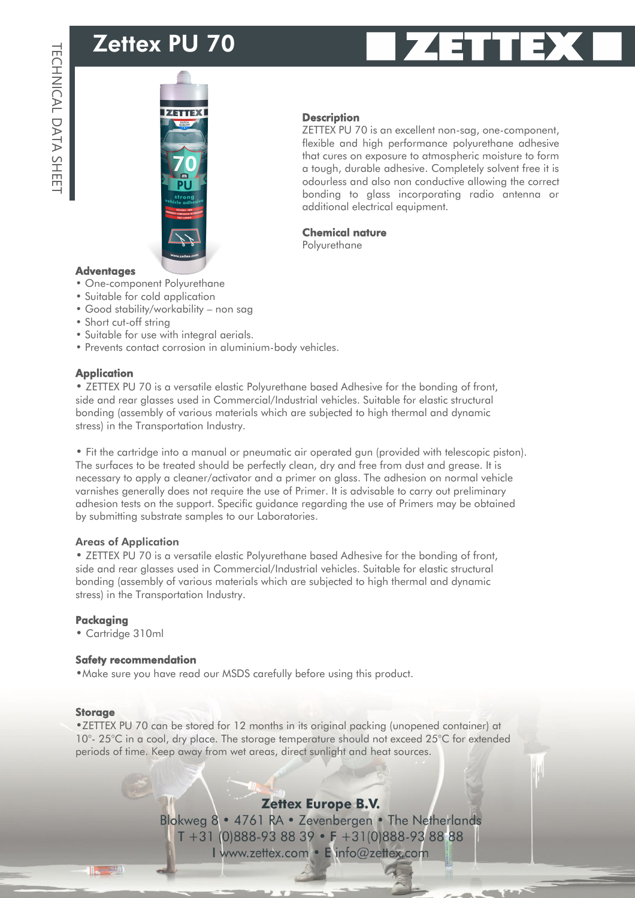# Zettex PU 70

TECHNICAL DATA SHEET

## Description

ZETTEX PU 70 is an excellent non-sag, one-component, flexible and high performance polyurethane adhesive that cures on exposure to atmospheric moisture to form a tough, durable adhesive. Completely solvent free it is odourless and also non conductive allowing the correct bonding to glass incorporating radio antenna or additional electrical equipment.

## Chemical nature

Polyurethane

## Advantages

- One-component Polyurethane
- Suitable for cold application
- Good stability/workability – non sag
- Short cut-off string
- Suitable for use with integral aerials.
- Prevents contact corrosion in aluminium-body vehicles.

## Application

• ZETTEX PU 70 is a versatile elastic Polyurethane based Adhesive for the bonding of front, side and rear glasses used in Commercial/Industrial vehicles. Suitable for elastic structural bonding (assembly of various materials which are subjected to high thermal and dynamic stress) in the Transportation Industry.

• Fit the cartridge into a manual or pneumatic air operated gun (provided with telescopic piston). The surfaces to be treated should be perfectly clean, dry and free from dust and grease. It is necessary to apply a cleaner/activator and a primer on glass. The adhesion on normal vehicle varnishes generally does not require the use of Primer. It is advisable to carry out preliminary adhesion tests on the support. Specific guidance regarding the use of Primers may be obtained by submitting substrate samples to our Laboratories.

## Areas of Application

• ZETTEX PU 70 is a versatile elastic Polyurethane based Adhesive for the bonding of front, side and rear glasses used in Commercial/Industrial vehicles. Suitable for elastic structural bonding (assembly of various materials which are subjected to high thermal and dynamic stress) in the Transportation Industry.

## Packaging

- Cartridge 310ml

## Safety recommendation

•Make sure you have read our MSDS carefully before using this product.

## Storage

•ZETTEX PU 70 can be stored for 12 months in its original packing (unopened container) at 10°- 25°C in a cool, dry place. The storage temperature should not exceed 25°C for extended periods of time. Keep away from wet areas, direct sunlight and heat sources.

**Zettex Europe B.V.**
Blokweg 8 • 4761 RA • Zevenbergen • The Netherlands
T +31 (0)888-93 88 39 • F +31(0)888-93 88 88
I www.zettex.com • E info@zettex.com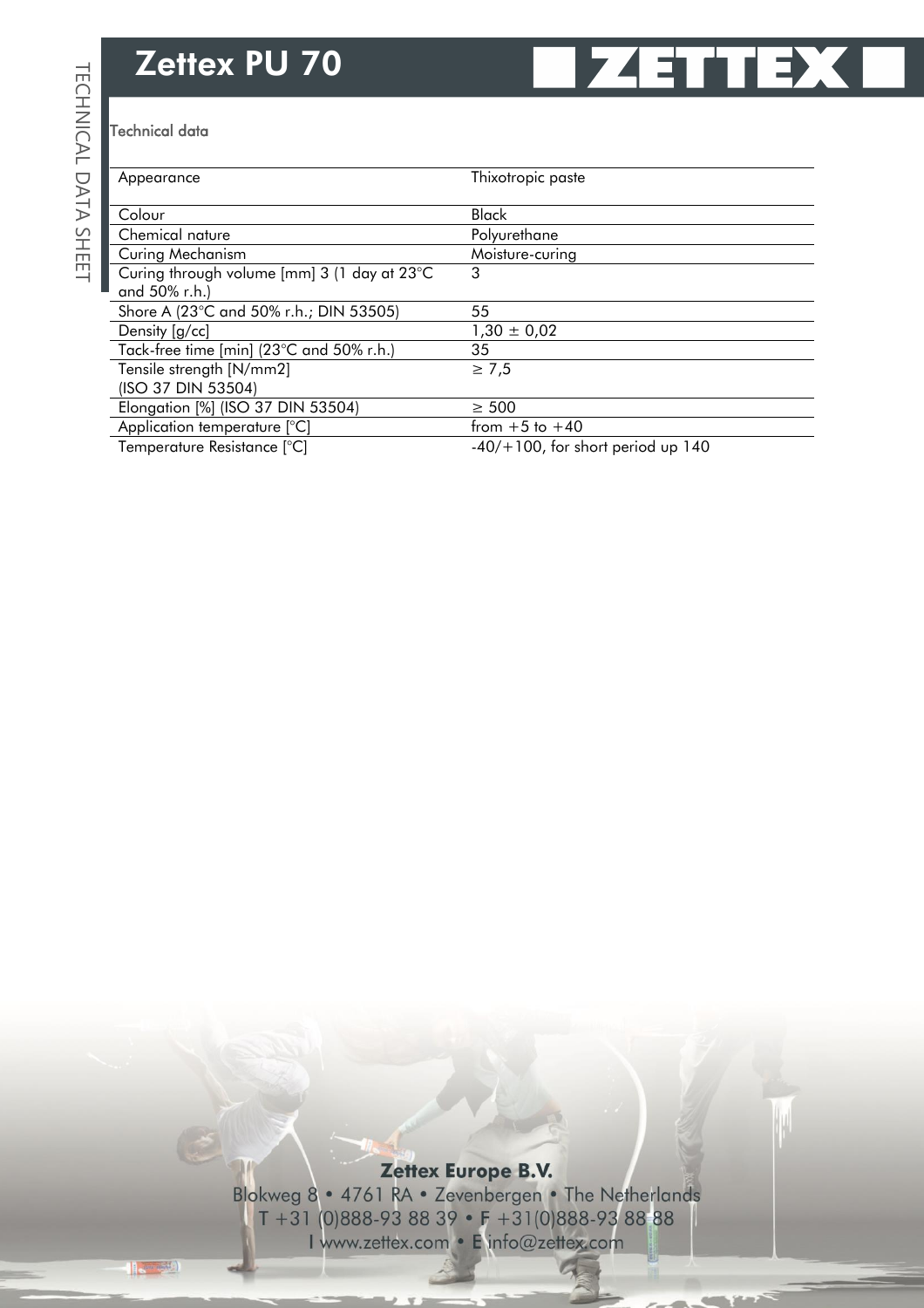# Zettex PU 70

## Technical data

| | |
|---|---|
| Appearance | Thixotropic paste |
| Colour | Black |
| Chemical nature | Polyurethane |
| Curing Mechanism | Moisture-curing |
| Curing through volume [mm] 3 (1 day at 23°C and 50% r.h.) | 3 |
| Shore A (23°C and 50% r.h.; DIN 53505) | 55 |
| Density [g/cc] | 1,30 ± 0,02 |
| Tack-free time [min] (23°C and 50% r.h.) | 35 |
| Tensile strength [N/mm2] (ISO 37 DIN 53504) | ≥ 7,5 |
| Elongation [%] (ISO 37 DIN 53504) | ≥ 500 |
| Application temperature [°C] | from +5 to +40 |
| Temperature Resistance [°C] | -40/+100, for short period up 140 |

**Zettex Europe B.V.**
Blokweg 8 • 4761 RA • Zevenbergen • The Netherlands
T +31 (0)888-93 88 39 • F +31(0)888-93 88 88
I www.zettex.com • E info@zettex.com